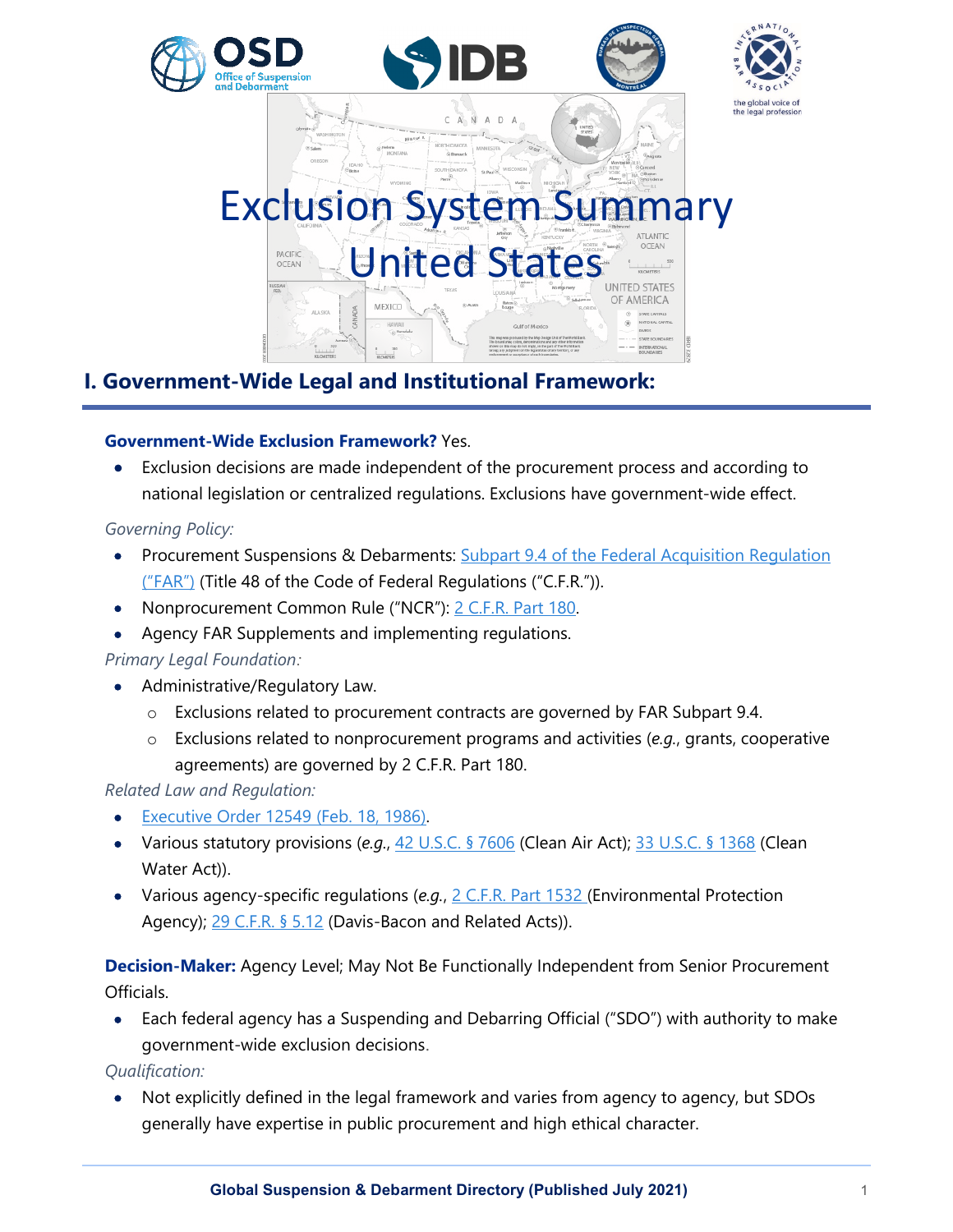# Exclusion System Summary United States

## I. Government-Wide Legal and Institutional Framework:

**Government-Wide Exclusion Framework?** Yes.

- Exclusion decisions are made independent of the procurement process and according to national legislation or centralized regulations. Exclusions have government-wide effect.

*Governing Policy:*

- Procurement Suspensions & Debarments: Subpart 9.4 of the Federal Acquisition Regulation ("FAR") (Title 48 of the Code of Federal Regulations ("C.F.R.")).
- Nonprocurement Common Rule ("NCR"): 2 C.F.R. Part 180.
- Agency FAR Supplements and implementing regulations.

*Primary Legal Foundation:*

- Administrative/Regulatory Law.
  - Exclusions related to procurement contracts are governed by FAR Subpart 9.4.
  - Exclusions related to nonprocurement programs and activities (*e.g.*, grants, cooperative agreements) are governed by 2 C.F.R. Part 180.

*Related Law and Regulation:*

- Executive Order 12549 (Feb. 18, 1986).
- Various statutory provisions (*e.g.*, 42 U.S.C. § 7606 (Clean Air Act); 33 U.S.C. § 1368 (Clean Water Act)).
- Various agency-specific regulations (*e.g.*, 2 C.F.R. Part 1532 (Environmental Protection Agency); 29 C.F.R. § 5.12 (Davis-Bacon and Related Acts)).

**Decision-Maker:** Agency Level; May Not Be Functionally Independent from Senior Procurement Officials.

- Each federal agency has a Suspending and Debarring Official ("SDO") with authority to make government-wide exclusion decisions.

*Qualification:*

- Not explicitly defined in the legal framework and varies from agency to agency, but SDOs generally have expertise in public procurement and high ethical character.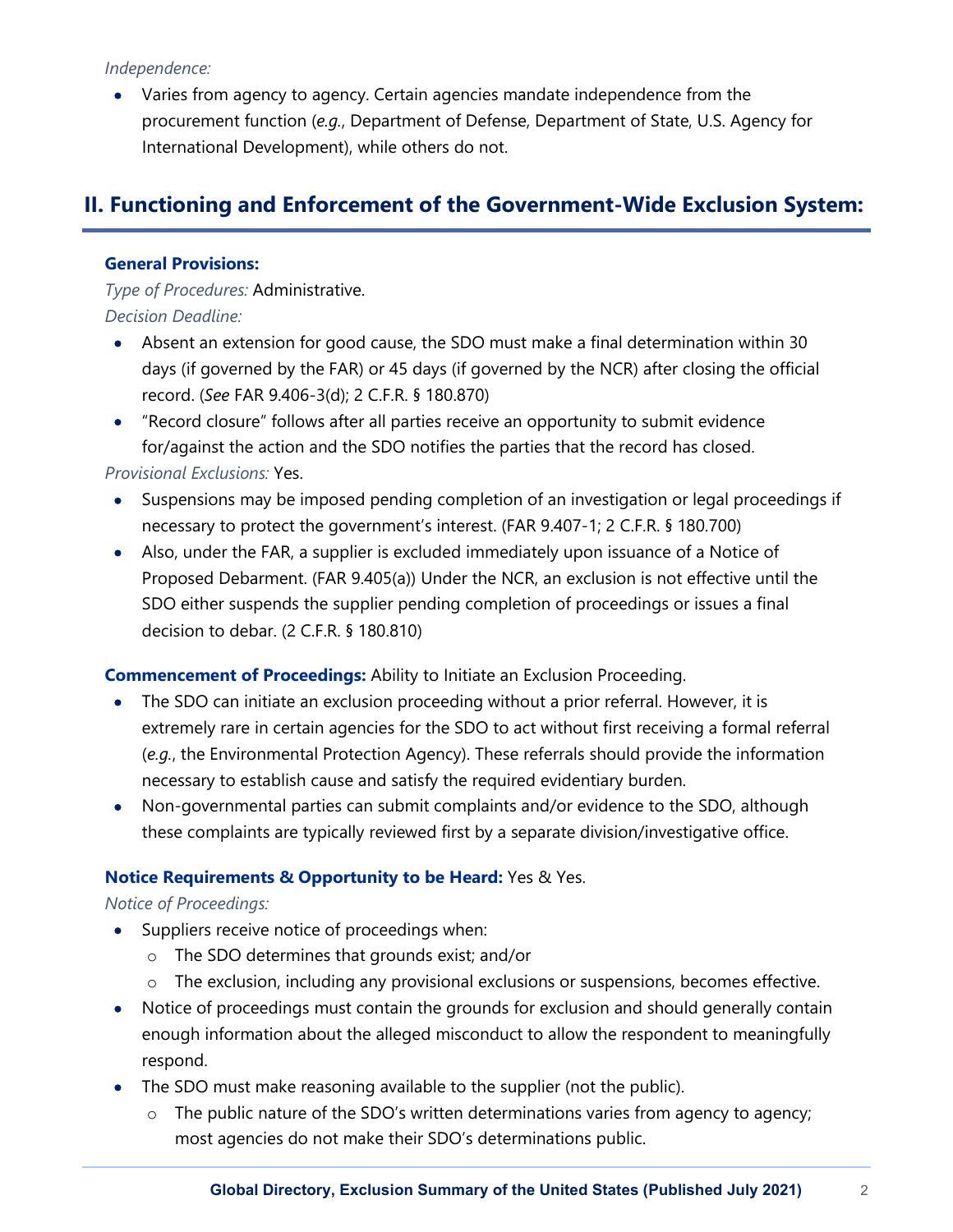*Independence:*

- Varies from agency to agency. Certain agencies mandate independence from the procurement function (*e.g.*, Department of Defense, Department of State, U.S. Agency for International Development), while others do not.

## II. Functioning and Enforcement of the Government-Wide Exclusion System:

**General Provisions:**

*Type of Procedures:* Administrative.

*Decision Deadline:*

- Absent an extension for good cause, the SDO must make a final determination within 30 days (if governed by the FAR) or 45 days (if governed by the NCR) after closing the official record. (*See* FAR 9.406-3(d); 2 C.F.R. § 180.870)
- "Record closure" follows after all parties receive an opportunity to submit evidence for/against the action and the SDO notifies the parties that the record has closed.

*Provisional Exclusions:* Yes.

- Suspensions may be imposed pending completion of an investigation or legal proceedings if necessary to protect the government's interest. (FAR 9.407-1; 2 C.F.R. § 180.700)
- Also, under the FAR, a supplier is excluded immediately upon issuance of a Notice of Proposed Debarment. (FAR 9.405(a)) Under the NCR, an exclusion is not effective until the SDO either suspends the supplier pending completion of proceedings or issues a final decision to debar. (2 C.F.R. § 180.810)

**Commencement of Proceedings:** Ability to Initiate an Exclusion Proceeding.

- The SDO can initiate an exclusion proceeding without a prior referral. However, it is extremely rare in certain agencies for the SDO to act without first receiving a formal referral (*e.g.*, the Environmental Protection Agency). These referrals should provide the information necessary to establish cause and satisfy the required evidentiary burden.
- Non-governmental parties can submit complaints and/or evidence to the SDO, although these complaints are typically reviewed first by a separate division/investigative office.

**Notice Requirements & Opportunity to be Heard:** Yes & Yes.

*Notice of Proceedings:*

- Suppliers receive notice of proceedings when:
  - The SDO determines that grounds exist; and/or
  - The exclusion, including any provisional exclusions or suspensions, becomes effective.
- Notice of proceedings must contain the grounds for exclusion and should generally contain enough information about the alleged misconduct to allow the respondent to meaningfully respond.
- The SDO must make reasoning available to the supplier (not the public).
  - The public nature of the SDO's written determinations varies from agency to agency; most agencies do not make their SDO's determinations public.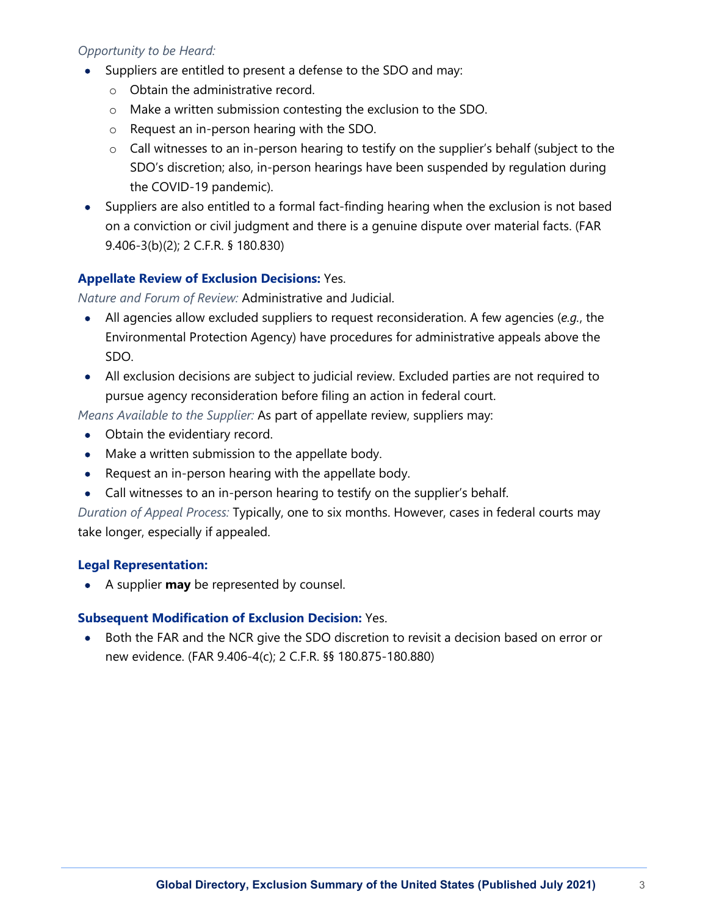*Opportunity to be Heard:*

- Suppliers are entitled to present a defense to the SDO and may:
  - Obtain the administrative record.
  - Make a written submission contesting the exclusion to the SDO.
  - Request an in-person hearing with the SDO.
  - Call witnesses to an in-person hearing to testify on the supplier's behalf (subject to the SDO's discretion; also, in-person hearings have been suspended by regulation during the COVID-19 pandemic).
- Suppliers are also entitled to a formal fact-finding hearing when the exclusion is not based on a conviction or civil judgment and there is a genuine dispute over material facts. (FAR 9.406-3(b)(2); 2 C.F.R. § 180.830)

**Appellate Review of Exclusion Decisions:** Yes.

*Nature and Forum of Review:* Administrative and Judicial.

- All agencies allow excluded suppliers to request reconsideration. A few agencies (*e.g.*, the Environmental Protection Agency) have procedures for administrative appeals above the SDO.
- All exclusion decisions are subject to judicial review. Excluded parties are not required to pursue agency reconsideration before filing an action in federal court.

*Means Available to the Supplier:* As part of appellate review, suppliers may:

- Obtain the evidentiary record.
- Make a written submission to the appellate body.
- Request an in-person hearing with the appellate body.
- Call witnesses to an in-person hearing to testify on the supplier's behalf.

*Duration of Appeal Process:* Typically, one to six months. However, cases in federal courts may take longer, especially if appealed.

**Legal Representation:**

- A supplier **may** be represented by counsel.

**Subsequent Modification of Exclusion Decision:** Yes.

- Both the FAR and the NCR give the SDO discretion to revisit a decision based on error or new evidence. (FAR 9.406-4(c); 2 C.F.R. §§ 180.875-180.880)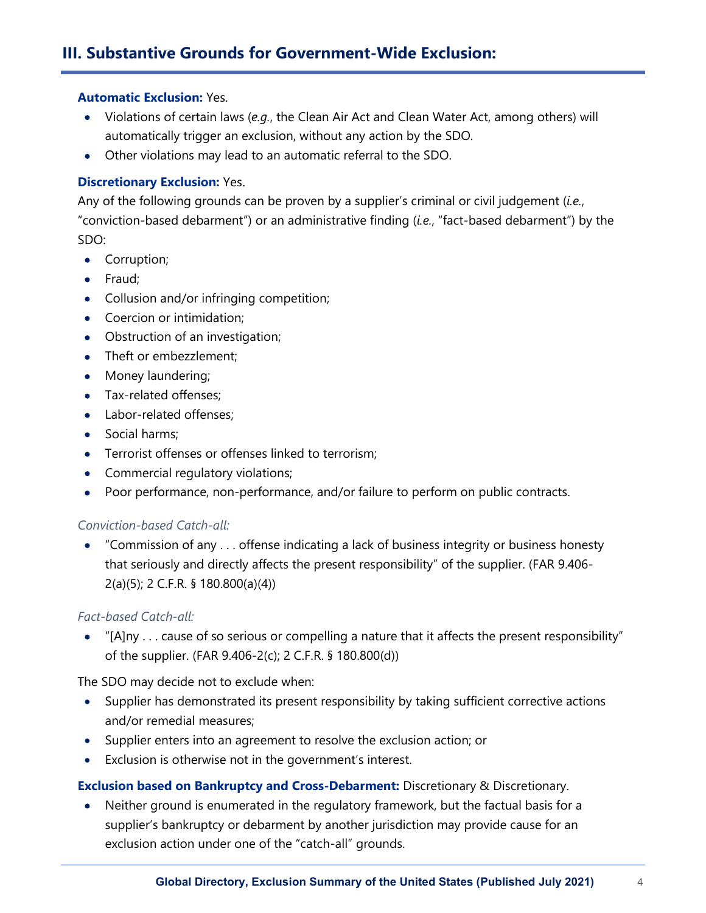## III. Substantive Grounds for Government-Wide Exclusion:

**Automatic Exclusion:** Yes.

- Violations of certain laws (*e.g.*, the Clean Air Act and Clean Water Act, among others) will automatically trigger an exclusion, without any action by the SDO.
- Other violations may lead to an automatic referral to the SDO.

**Discretionary Exclusion:** Yes.

Any of the following grounds can be proven by a supplier's criminal or civil judgement (*i.e.*, "conviction-based debarment") or an administrative finding (*i.e.*, "fact-based debarment") by the SDO:

- Corruption;
- Fraud;
- Collusion and/or infringing competition;
- Coercion or intimidation;
- Obstruction of an investigation;
- Theft or embezzlement;
- Money laundering;
- Tax-related offenses;
- Labor-related offenses;
- Social harms;
- Terrorist offenses or offenses linked to terrorism;
- Commercial regulatory violations;
- Poor performance, non-performance, and/or failure to perform on public contracts.

*Conviction-based Catch-all:*

- "Commission of any . . . offense indicating a lack of business integrity or business honesty that seriously and directly affects the present responsibility" of the supplier. (FAR 9.406-2(a)(5); 2 C.F.R. § 180.800(a)(4))

*Fact-based Catch-all:*

- "[A]ny . . . cause of so serious or compelling a nature that it affects the present responsibility" of the supplier. (FAR 9.406-2(c); 2 C.F.R. § 180.800(d))

The SDO may decide not to exclude when:

- Supplier has demonstrated its present responsibility by taking sufficient corrective actions and/or remedial measures;
- Supplier enters into an agreement to resolve the exclusion action; or
- Exclusion is otherwise not in the government's interest.

**Exclusion based on Bankruptcy and Cross-Debarment:** Discretionary & Discretionary.

- Neither ground is enumerated in the regulatory framework, but the factual basis for a supplier's bankruptcy or debarment by another jurisdiction may provide cause for an exclusion action under one of the "catch-all" grounds.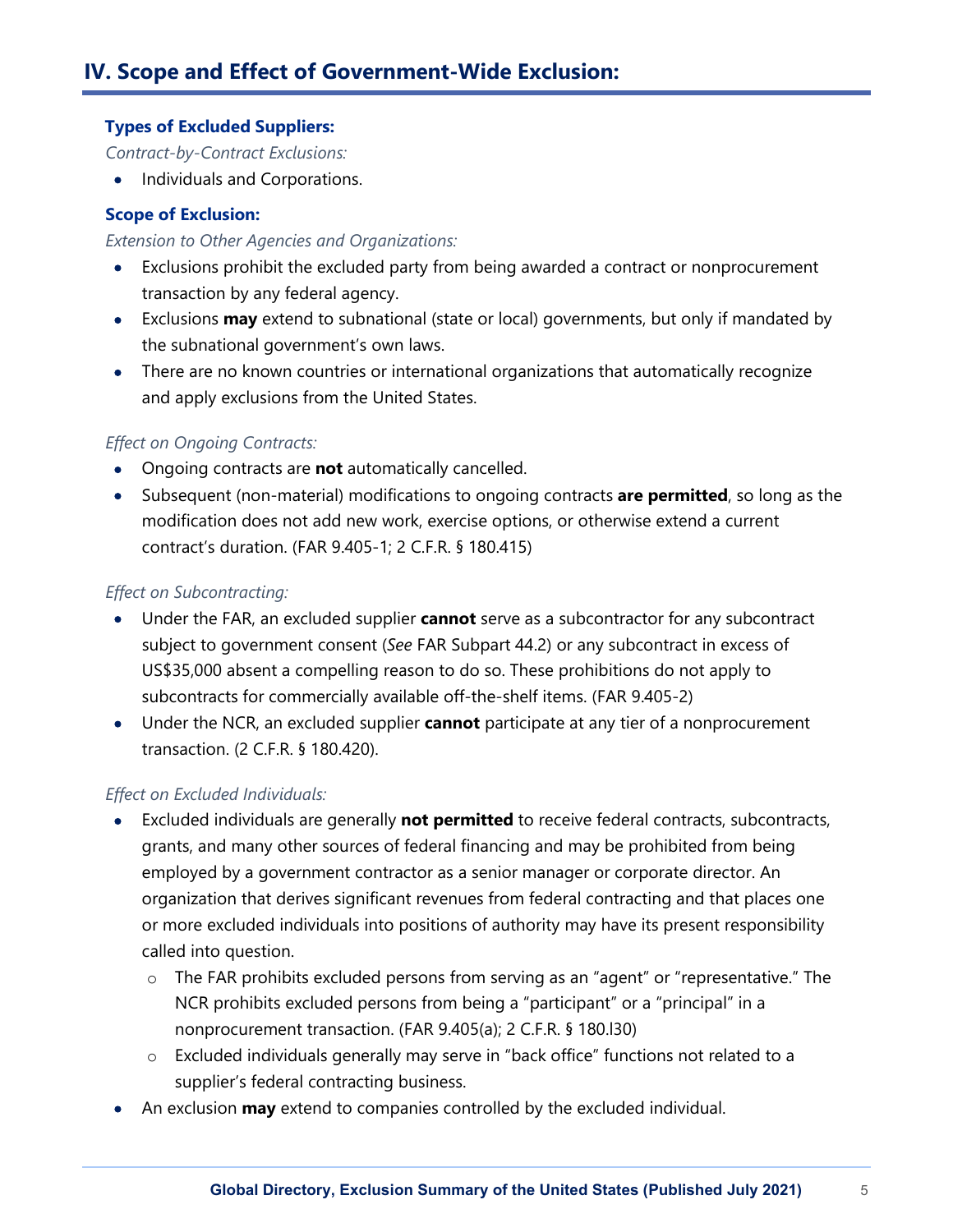## IV. Scope and Effect of Government-Wide Exclusion:

### Types of Excluded Suppliers:

*Contract-by-Contract Exclusions:*

- Individuals and Corporations.

### Scope of Exclusion:

*Extension to Other Agencies and Organizations:*

- Exclusions prohibit the excluded party from being awarded a contract or nonprocurement transaction by any federal agency.
- Exclusions **may** extend to subnational (state or local) governments, but only if mandated by the subnational government's own laws.
- There are no known countries or international organizations that automatically recognize and apply exclusions from the United States.

*Effect on Ongoing Contracts:*

- Ongoing contracts are **not** automatically cancelled.
- Subsequent (non-material) modifications to ongoing contracts **are permitted**, so long as the modification does not add new work, exercise options, or otherwise extend a current contract's duration. (FAR 9.405-1; 2 C.F.R. § 180.415)

*Effect on Subcontracting:*

- Under the FAR, an excluded supplier **cannot** serve as a subcontractor for any subcontract subject to government consent (*See* FAR Subpart 44.2) or any subcontract in excess of US$35,000 absent a compelling reason to do so. These prohibitions do not apply to subcontracts for commercially available off-the-shelf items. (FAR 9.405-2)
- Under the NCR, an excluded supplier **cannot** participate at any tier of a nonprocurement transaction. (2 C.F.R. § 180.420).

*Effect on Excluded Individuals:*

- Excluded individuals are generally **not permitted** to receive federal contracts, subcontracts, grants, and many other sources of federal financing and may be prohibited from being employed by a government contractor as a senior manager or corporate director. An organization that derives significant revenues from federal contracting and that places one or more excluded individuals into positions of authority may have its present responsibility called into question.
  - The FAR prohibits excluded persons from serving as an "agent" or "representative." The NCR prohibits excluded persons from being a "participant" or a "principal" in a nonprocurement transaction. (FAR 9.405(a); 2 C.F.R. § 180.l30)
  - Excluded individuals generally may serve in "back office" functions not related to a supplier's federal contracting business.
- An exclusion **may** extend to companies controlled by the excluded individual.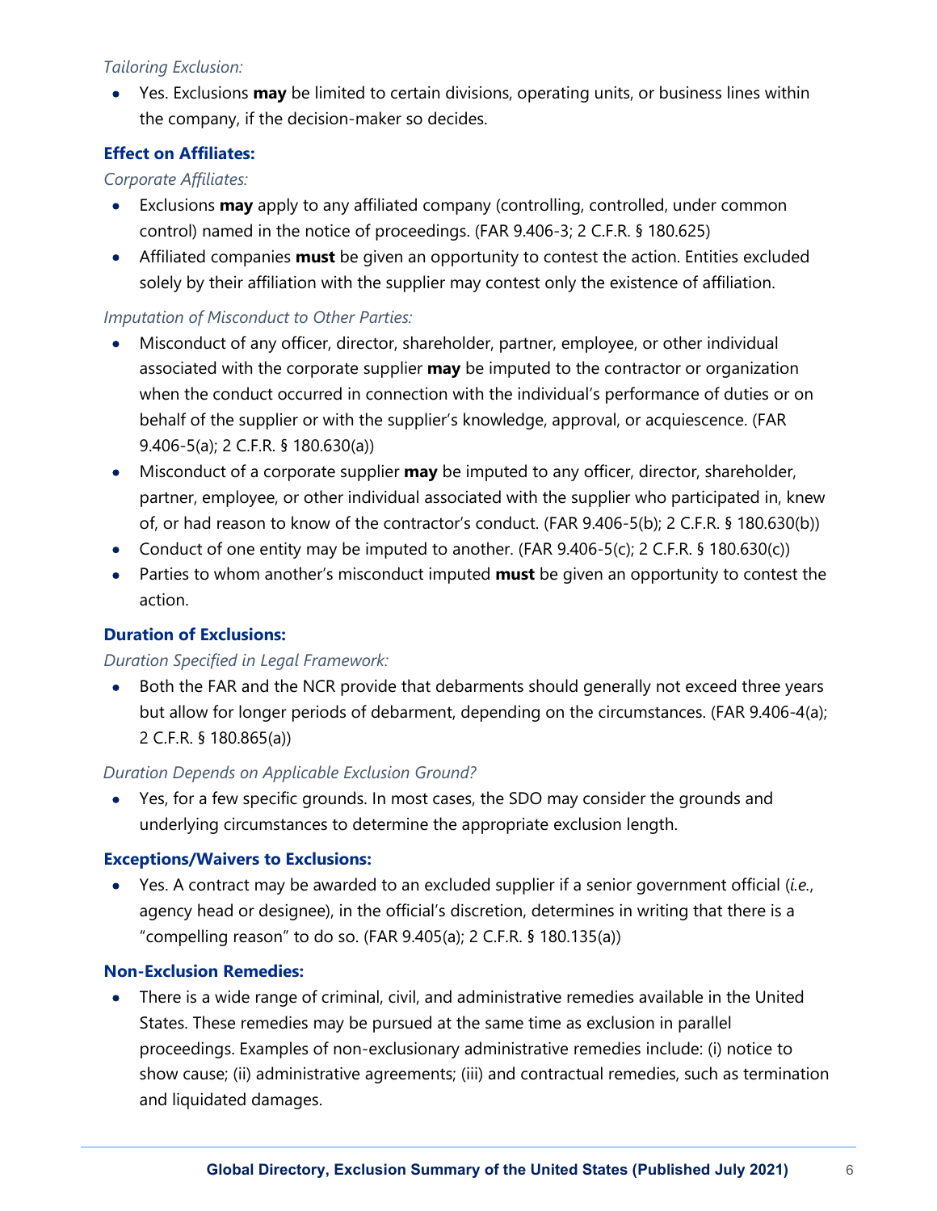*Tailoring Exclusion:*

- Yes. Exclusions **may** be limited to certain divisions, operating units, or business lines within the company, if the decision-maker so decides.

**Effect on Affiliates:**

*Corporate Affiliates:*

- Exclusions **may** apply to any affiliated company (controlling, controlled, under common control) named in the notice of proceedings. (FAR 9.406-3; 2 C.F.R. § 180.625)
- Affiliated companies **must** be given an opportunity to contest the action. Entities excluded solely by their affiliation with the supplier may contest only the existence of affiliation.

*Imputation of Misconduct to Other Parties:*

- Misconduct of any officer, director, shareholder, partner, employee, or other individual associated with the corporate supplier **may** be imputed to the contractor or organization when the conduct occurred in connection with the individual's performance of duties or on behalf of the supplier or with the supplier's knowledge, approval, or acquiescence. (FAR 9.406-5(a); 2 C.F.R. § 180.630(a))
- Misconduct of a corporate supplier **may** be imputed to any officer, director, shareholder, partner, employee, or other individual associated with the supplier who participated in, knew of, or had reason to know of the contractor's conduct. (FAR 9.406-5(b); 2 C.F.R. § 180.630(b))
- Conduct of one entity may be imputed to another. (FAR 9.406-5(c); 2 C.F.R. § 180.630(c))
- Parties to whom another's misconduct imputed **must** be given an opportunity to contest the action.

**Duration of Exclusions:**

*Duration Specified in Legal Framework:*

- Both the FAR and the NCR provide that debarments should generally not exceed three years but allow for longer periods of debarment, depending on the circumstances. (FAR 9.406-4(a); 2 C.F.R. § 180.865(a))

*Duration Depends on Applicable Exclusion Ground?*

- Yes, for a few specific grounds. In most cases, the SDO may consider the grounds and underlying circumstances to determine the appropriate exclusion length.

**Exceptions/Waivers to Exclusions:**

- Yes. A contract may be awarded to an excluded supplier if a senior government official (*i.e.*, agency head or designee), in the official's discretion, determines in writing that there is a "compelling reason" to do so. (FAR 9.405(a); 2 C.F.R. § 180.135(a))

**Non-Exclusion Remedies:**

- There is a wide range of criminal, civil, and administrative remedies available in the United States. These remedies may be pursued at the same time as exclusion in parallel proceedings. Examples of non-exclusionary administrative remedies include: (i) notice to show cause; (ii) administrative agreements; (iii) and contractual remedies, such as termination and liquidated damages.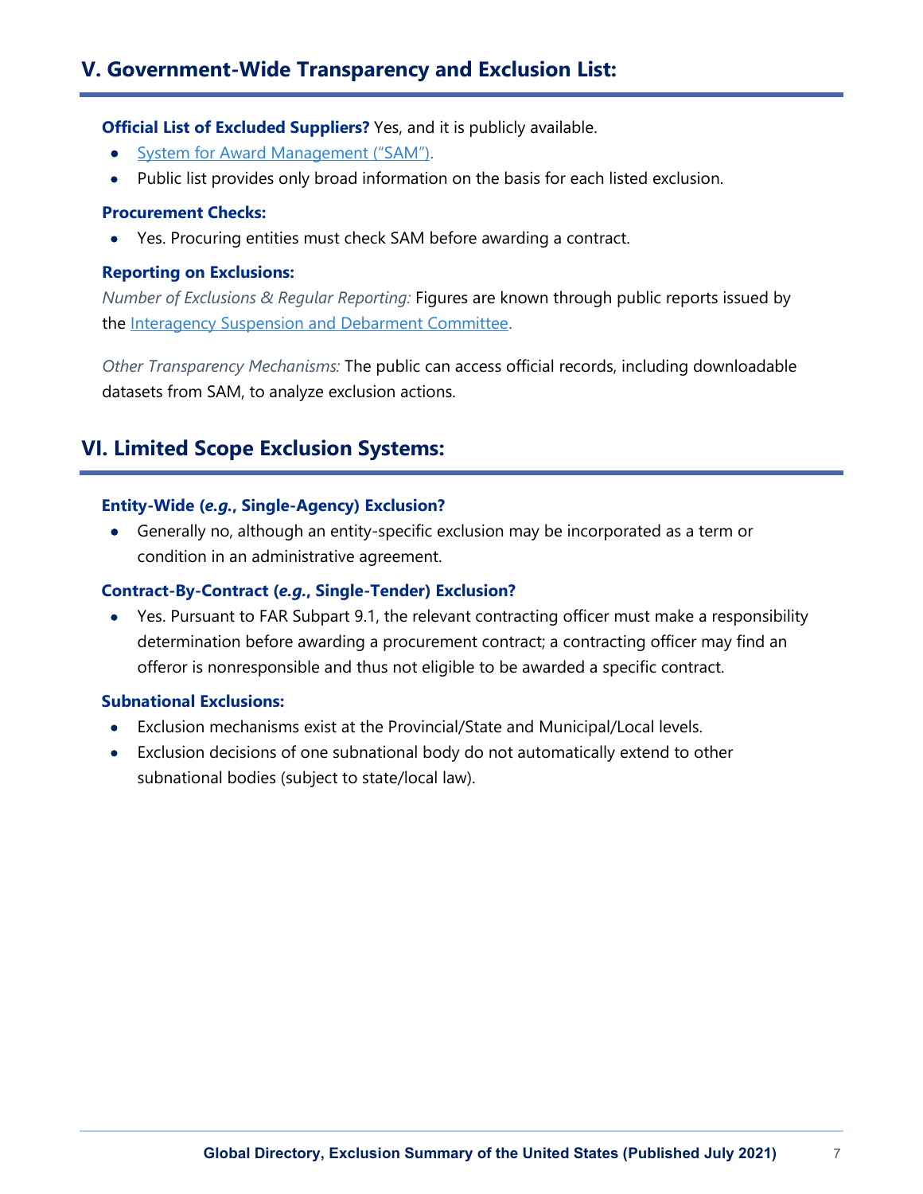## V. Government-Wide Transparency and Exclusion List:

**Official List of Excluded Suppliers?** Yes, and it is publicly available.

- System for Award Management ("SAM").
- Public list provides only broad information on the basis for each listed exclusion.

**Procurement Checks:**

- Yes. Procuring entities must check SAM before awarding a contract.

**Reporting on Exclusions:**

*Number of Exclusions & Regular Reporting:* Figures are known through public reports issued by the Interagency Suspension and Debarment Committee.

*Other Transparency Mechanisms:* The public can access official records, including downloadable datasets from SAM, to analyze exclusion actions.

## VI. Limited Scope Exclusion Systems:

**Entity-Wide (*e.g.*, Single-Agency) Exclusion?**

- Generally no, although an entity-specific exclusion may be incorporated as a term or condition in an administrative agreement.

**Contract-By-Contract (*e.g.*, Single-Tender) Exclusion?**

- Yes. Pursuant to FAR Subpart 9.1, the relevant contracting officer must make a responsibility determination before awarding a procurement contract; a contracting officer may find an offeror is nonresponsible and thus not eligible to be awarded a specific contract.

**Subnational Exclusions:**

- Exclusion mechanisms exist at the Provincial/State and Municipal/Local levels.
- Exclusion decisions of one subnational body do not automatically extend to other subnational bodies (subject to state/local law).